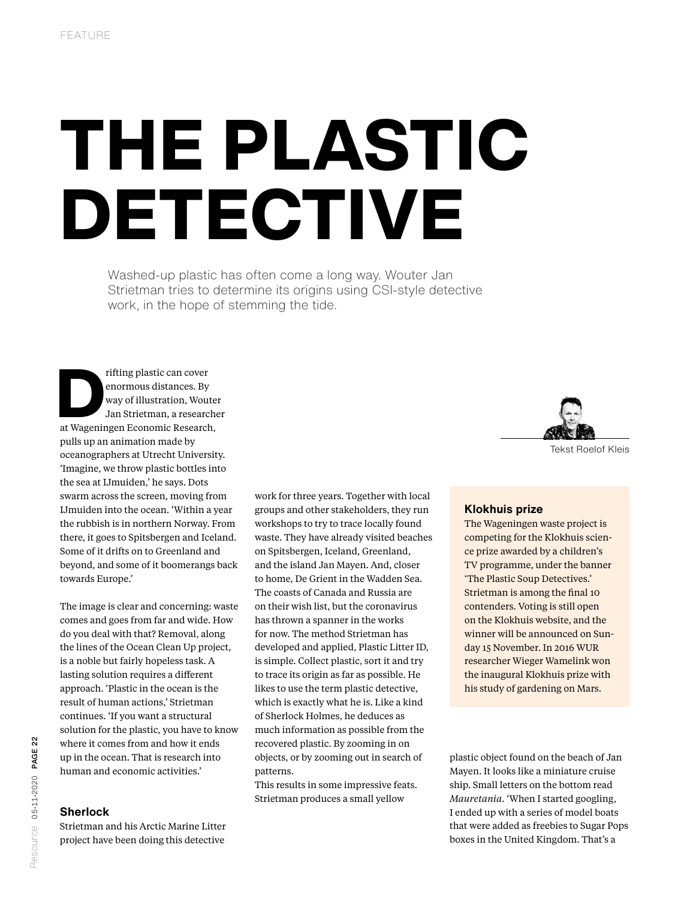# THE PLASTIC DETECTIVE

Washed-up plastic has often come a long way. Wouter Jan Strietman tries to determine its origins using CSI-style detective work, in the hope of stemming the tide.

Tekst Roelof Kleis

Drifting plastic can cover enormous distances. By way of illustration, Wouter Jan Strietman, a researcher at Wageningen Economic Research, pulls up an animation made by oceanographers at Utrecht University. 'Imagine, we throw plastic bottles into the sea at IJmuiden,' he says. Dots swarm across the screen, moving from IJmuiden into the ocean. 'Within a year the rubbish is in northern Norway. From there, it goes to Spitsbergen and Iceland. Some of it drifts on to Greenland and beyond, and some of it boomerangs back towards Europe.'

The image is clear and concerning: waste comes and goes from far and wide. How do you deal with that? Removal, along the lines of the Ocean Clean Up project, is a noble but fairly hopeless task. A lasting solution requires a different approach. 'Plastic in the ocean is the result of human actions,' Strietman continues. 'If you want a structural solution for the plastic, you have to know where it comes from and how it ends up in the ocean. That is research into human and economic activities.'

## Sherlock

Strietman and his Arctic Marine Litter project have been doing this detective work for three years. Together with local groups and other stakeholders, they run workshops to try to trace locally found waste. They have already visited beaches on Spitsbergen, Iceland, Greenland, and the island Jan Mayen. And, closer to home, De Grient in the Wadden Sea. The coasts of Canada and Russia are on their wish list, but the coronavirus has thrown a spanner in the works for now. The method Strietman has developed and applied, Plastic Litter ID, is simple. Collect plastic, sort it and try to trace its origin as far as possible. He likes to use the term plastic detective, which is exactly what he is. Like a kind of Sherlock Holmes, he deduces as much information as possible from the recovered plastic. By zooming in on objects, or by zooming out in search of patterns.
This results in some impressive feats. Strietman produces a small yellow plastic object found on the beach of Jan Mayen. It looks like a miniature cruise ship. Small letters on the bottom read *Mauretania*. 'When I started googling, I ended up with a series of model boats that were added as freebies to Sugar Pops boxes in the United Kingdom. That's a

### Klokhuis prize

The Wageningen waste project is competing for the Klokhuis science prize awarded by a children's TV programme, under the banner 'The Plastic Soup Detectives.' Strietman is among the final 10 contenders. Voting is still open on the Klokhuis website, and the winner will be announced on Sunday 15 November. In 2016 WUR researcher Wieger Wamelink won the inaugural Klokhuis prize with his study of gardening on Mars.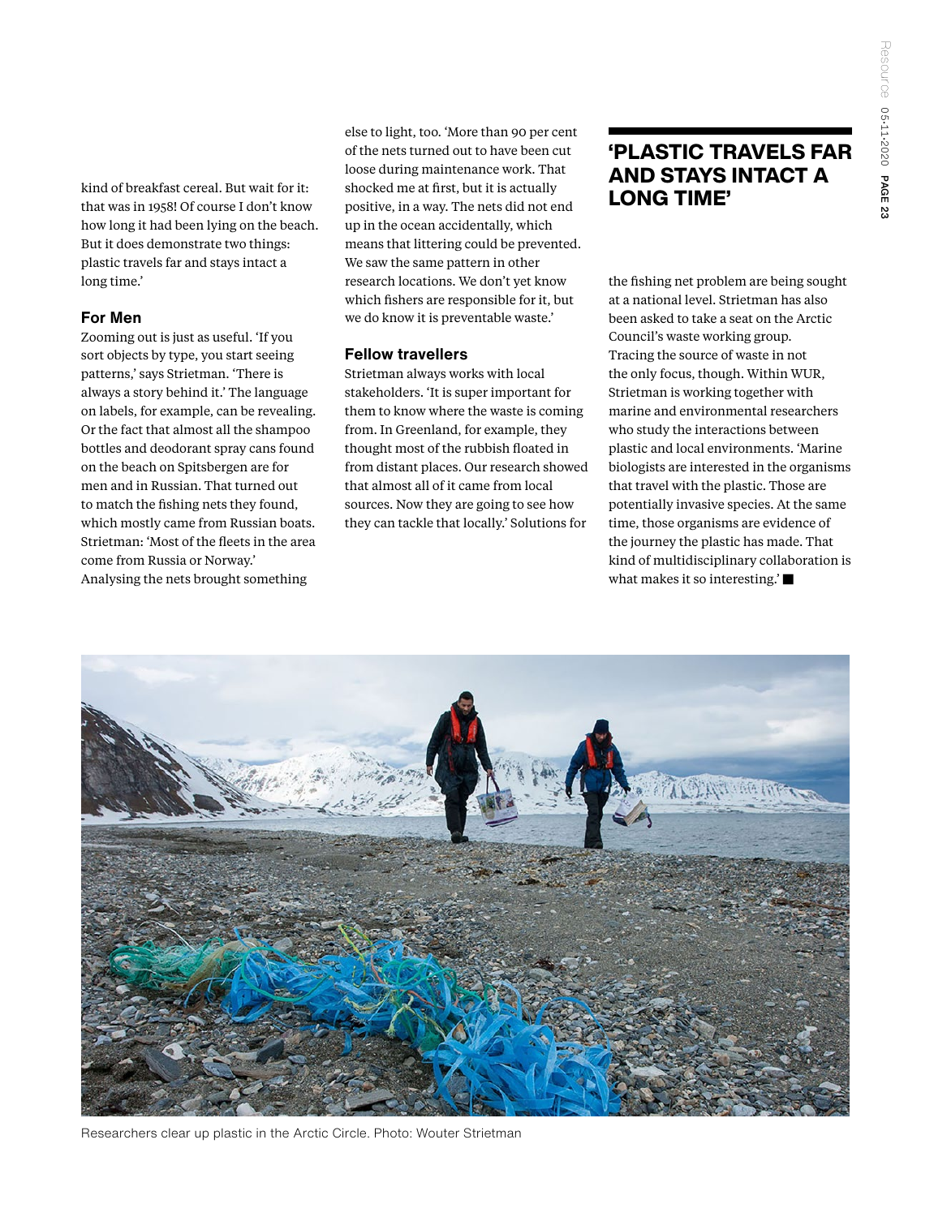kind of breakfast cereal. But wait for it: that was in 1958! Of course I don't know how long it had been lying on the beach. But it does demonstrate two things: plastic travels far and stays intact a long time.'

### For Men

Zooming out is just as useful. 'If you sort objects by type, you start seeing patterns,' says Strietman. 'There is always a story behind it.' The language on labels, for example, can be revealing. Or the fact that almost all the shampoo bottles and deodorant spray cans found on the beach on Spitsbergen are for men and in Russian. That turned out to match the fishing nets they found, which mostly came from Russian boats. Strietman: 'Most of the fleets in the area come from Russia or Norway.'
Analysing the nets brought something else to light, too. 'More than 90 per cent of the nets turned out to have been cut loose during maintenance work. That shocked me at first, but it is actually positive, in a way. The nets did not end up in the ocean accidentally, which means that littering could be prevented. We saw the same pattern in other research locations. We don't yet know which fishers are responsible for it, but we do know it is preventable waste.'

### Fellow travellers

Strietman always works with local stakeholders. 'It is super important for them to know where the waste is coming from. In Greenland, for example, they thought most of the rubbish floated in from distant places. Our research showed that almost all of it came from local sources. Now they are going to see how they can tackle that locally.' Solutions for the fishing net problem are being sought at a national level. Strietman has also been asked to take a seat on the Arctic Council's waste working group.
Tracing the source of waste in not the only focus, though. Within WUR, Strietman is working together with marine and environmental researchers who study the interactions between plastic and local environments. 'Marine biologists are interested in the organisms that travel with the plastic. Those are potentially invasive species. At the same time, those organisms are evidence of the journey the plastic has made. That kind of multidisciplinary collaboration is what makes it so interesting.' ■

## 'PLASTIC TRAVELS FAR AND STAYS INTACT A LONG TIME'

Researchers clear up plastic in the Arctic Circle. Photo: Wouter Strietman